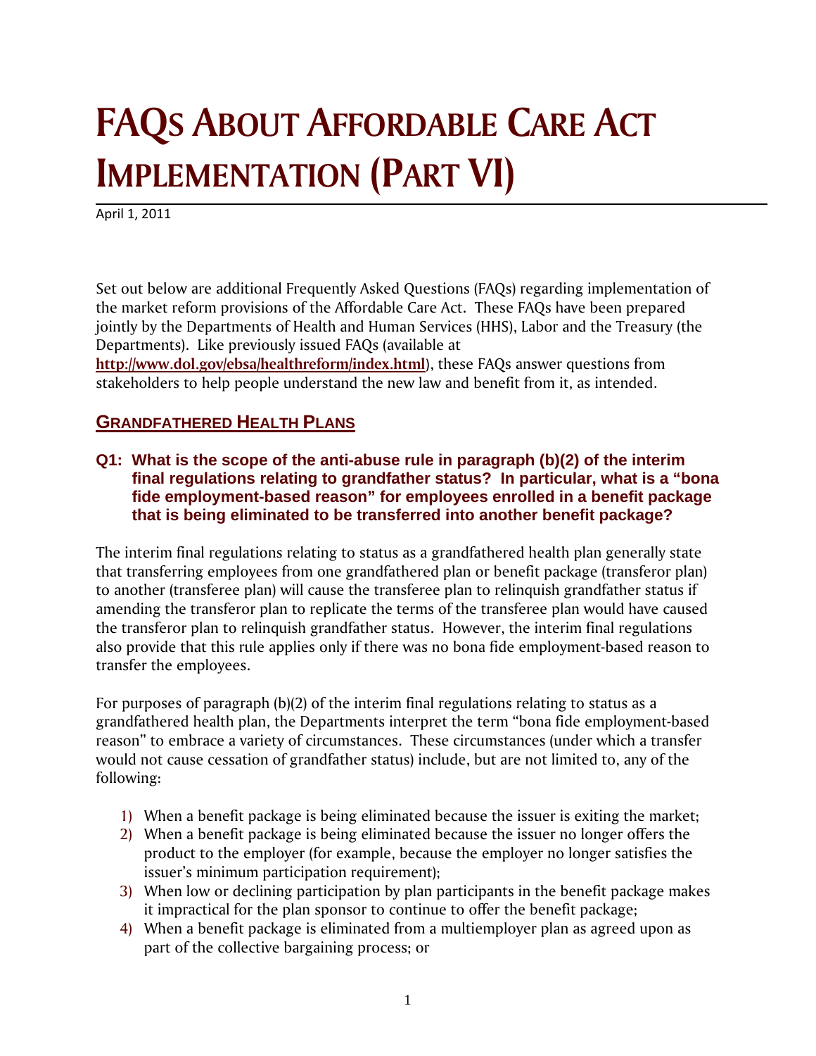# FAQs About Affordable Care Act Implementation (Part VI)

April 1, 2011

Set out below are additional Frequently Asked Questions (FAQs) regarding implementation of the market reform provisions of the Affordable Care Act. These FAQs have been prepared jointly by the Departments of Health and Human Services (HHS), Labor and the Treasury (the Departments). Like previously issued FAQs (available at **http://www.dol.gov/ebsa/healthreform/index.html**), these FAQs answer questions from stakeholders to help people understand the new law and benefit from it, as intended.

## Grandfathered Health Plans

### Q1: What is the scope of the anti-abuse rule in paragraph (b)(2) of the interim final regulations relating to grandfather status? In particular, what is a "bona fide employment-based reason" for employees enrolled in a benefit package that is being eliminated to be transferred into another benefit package?

The interim final regulations relating to status as a grandfathered health plan generally state that transferring employees from one grandfathered plan or benefit package (transferor plan) to another (transferee plan) will cause the transferee plan to relinquish grandfather status if amending the transferor plan to replicate the terms of the transferee plan would have caused the transferor plan to relinquish grandfather status. However, the interim final regulations also provide that this rule applies only if there was no bona fide employment-based reason to transfer the employees.

For purposes of paragraph (b)(2) of the interim final regulations relating to status as a grandfathered health plan, the Departments interpret the term "bona fide employment-based reason" to embrace a variety of circumstances. These circumstances (under which a transfer would not cause cessation of grandfather status) include, but are not limited to, any of the following:

1) When a benefit package is being eliminated because the issuer is exiting the market;
2) When a benefit package is being eliminated because the issuer no longer offers the product to the employer (for example, because the employer no longer satisfies the issuer's minimum participation requirement);
3) When low or declining participation by plan participants in the benefit package makes it impractical for the plan sponsor to continue to offer the benefit package;
4) When a benefit package is eliminated from a multiemployer plan as agreed upon as part of the collective bargaining process; or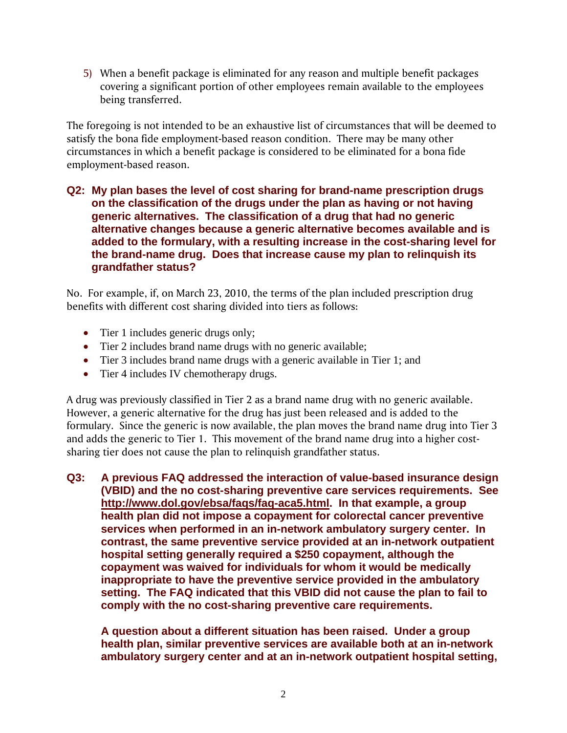5) When a benefit package is eliminated for any reason and multiple benefit packages covering a significant portion of other employees remain available to the employees being transferred.

The foregoing is not intended to be an exhaustive list of circumstances that will be deemed to satisfy the bona fide employment-based reason condition. There may be many other circumstances in which a benefit package is considered to be eliminated for a bona fide employment-based reason.

### Q2: My plan bases the level of cost sharing for brand-name prescription drugs on the classification of the drugs under the plan as having or not having generic alternatives. The classification of a drug that had no generic alternative changes because a generic alternative becomes available and is added to the formulary, with a resulting increase in the cost-sharing level for the brand-name drug. Does that increase cause my plan to relinquish its grandfather status?

No. For example, if, on March 23, 2010, the terms of the plan included prescription drug benefits with different cost sharing divided into tiers as follows:

- Tier 1 includes generic drugs only;
- Tier 2 includes brand name drugs with no generic available;
- Tier 3 includes brand name drugs with a generic available in Tier 1; and
- Tier 4 includes IV chemotherapy drugs.

A drug was previously classified in Tier 2 as a brand name drug with no generic available. However, a generic alternative for the drug has just been released and is added to the formulary. Since the generic is now available, the plan moves the brand name drug into Tier 3 and adds the generic to Tier 1. This movement of the brand name drug into a higher cost-sharing tier does not cause the plan to relinquish grandfather status.

### Q3: A previous FAQ addressed the interaction of value-based insurance design (VBID) and the no cost-sharing preventive care services requirements. See http://www.dol.gov/ebsa/faqs/faq-aca5.html. In that example, a group health plan did not impose a copayment for colorectal cancer preventive services when performed in an in-network ambulatory surgery center. In contrast, the same preventive service provided at an in-network outpatient hospital setting generally required a $250 copayment, although the copayment was waived for individuals for whom it would be medically inappropriate to have the preventive service provided in the ambulatory setting. The FAQ indicated that this VBID did not cause the plan to fail to comply with the no cost-sharing preventive care requirements.

**A question about a different situation has been raised. Under a group health plan, similar preventive services are available both at an in-network ambulatory surgery center and at an in-network outpatient hospital setting,**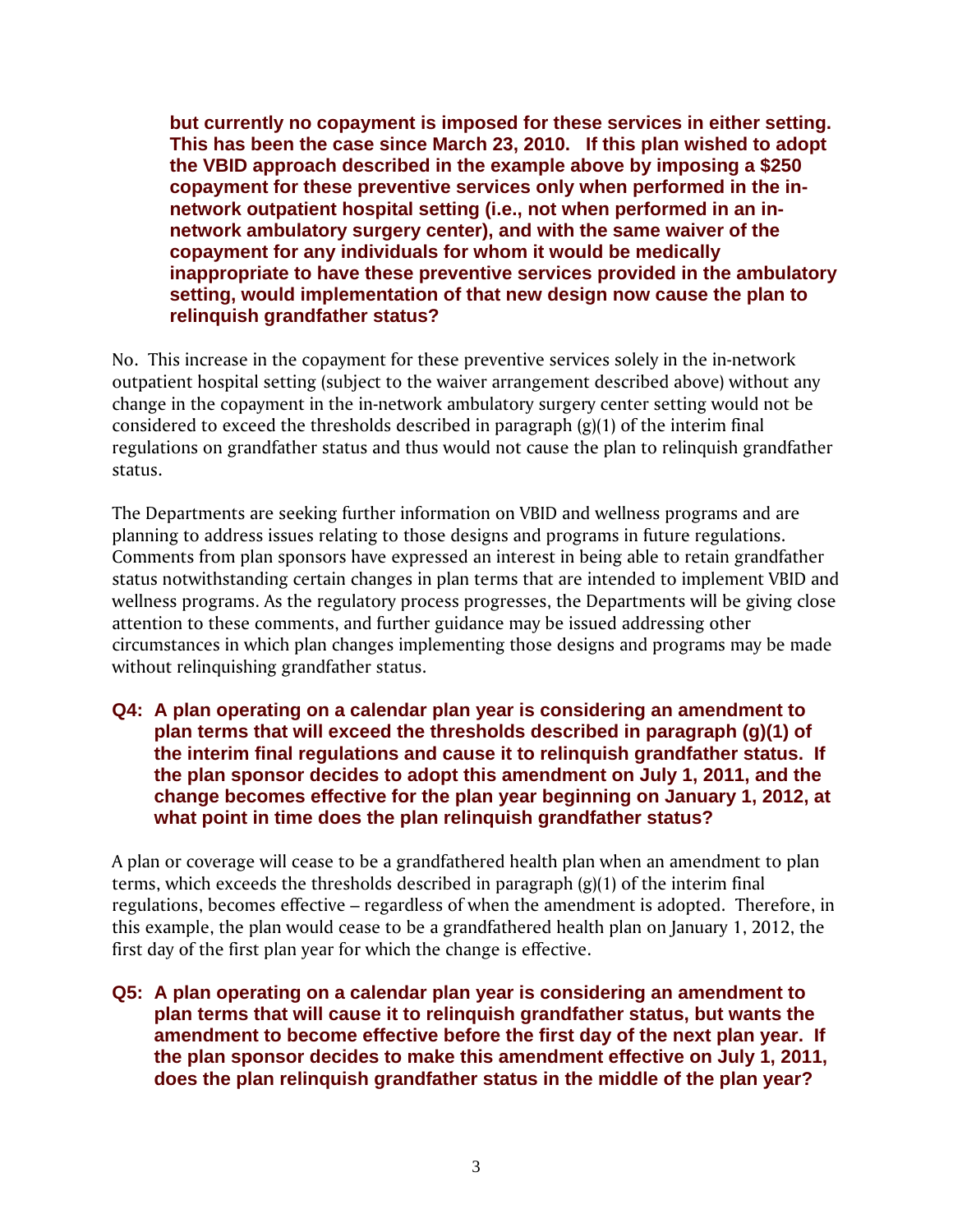**but currently no copayment is imposed for these services in either setting. This has been the case since March 23, 2010. If this plan wished to adopt the VBID approach described in the example above by imposing a $250 copayment for these preventive services only when performed in the in-network outpatient hospital setting (i.e., not when performed in an in-network ambulatory surgery center), and with the same waiver of the copayment for any individuals for whom it would be medically inappropriate to have these preventive services provided in the ambulatory setting, would implementation of that new design now cause the plan to relinquish grandfather status?**

No. This increase in the copayment for these preventive services solely in the in-network outpatient hospital setting (subject to the waiver arrangement described above) without any change in the copayment in the in-network ambulatory surgery center setting would not be considered to exceed the thresholds described in paragraph (g)(1) of the interim final regulations on grandfather status and thus would not cause the plan to relinquish grandfather status.

The Departments are seeking further information on VBID and wellness programs and are planning to address issues relating to those designs and programs in future regulations. Comments from plan sponsors have expressed an interest in being able to retain grandfather status notwithstanding certain changes in plan terms that are intended to implement VBID and wellness programs. As the regulatory process progresses, the Departments will be giving close attention to these comments, and further guidance may be issued addressing other circumstances in which plan changes implementing those designs and programs may be made without relinquishing grandfather status.

**Q4: A plan operating on a calendar plan year is considering an amendment to plan terms that will exceed the thresholds described in paragraph (g)(1) of the interim final regulations and cause it to relinquish grandfather status. If the plan sponsor decides to adopt this amendment on July 1, 2011, and the change becomes effective for the plan year beginning on January 1, 2012, at what point in time does the plan relinquish grandfather status?**

A plan or coverage will cease to be a grandfathered health plan when an amendment to plan terms, which exceeds the thresholds described in paragraph (g)(1) of the interim final regulations, becomes effective – regardless of when the amendment is adopted. Therefore, in this example, the plan would cease to be a grandfathered health plan on January 1, 2012, the first day of the first plan year for which the change is effective.

**Q5: A plan operating on a calendar plan year is considering an amendment to plan terms that will cause it to relinquish grandfather status, but wants the amendment to become effective before the first day of the next plan year. If the plan sponsor decides to make this amendment effective on July 1, 2011, does the plan relinquish grandfather status in the middle of the plan year?**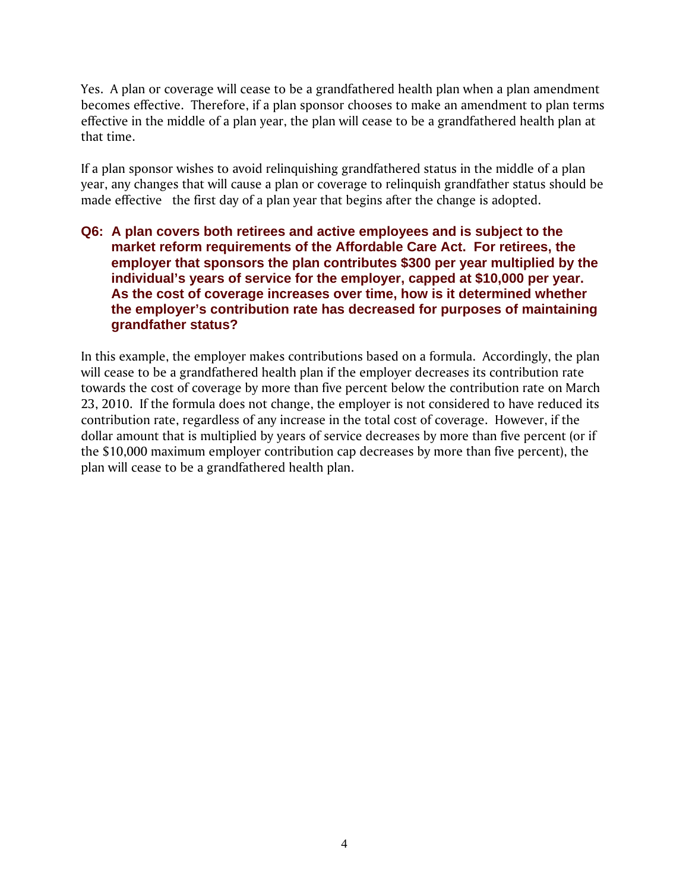Yes. A plan or coverage will cease to be a grandfathered health plan when a plan amendment becomes effective. Therefore, if a plan sponsor chooses to make an amendment to plan terms effective in the middle of a plan year, the plan will cease to be a grandfathered health plan at that time.

If a plan sponsor wishes to avoid relinquishing grandfathered status in the middle of a plan year, any changes that will cause a plan or coverage to relinquish grandfather status should be made effective the first day of a plan year that begins after the change is adopted.

### Q6: A plan covers both retirees and active employees and is subject to the market reform requirements of the Affordable Care Act. For retirees, the employer that sponsors the plan contributes $300 per year multiplied by the individual's years of service for the employer, capped at $10,000 per year. As the cost of coverage increases over time, how is it determined whether the employer's contribution rate has decreased for purposes of maintaining grandfather status?

In this example, the employer makes contributions based on a formula. Accordingly, the plan will cease to be a grandfathered health plan if the employer decreases its contribution rate towards the cost of coverage by more than five percent below the contribution rate on March 23, 2010. If the formula does not change, the employer is not considered to have reduced its contribution rate, regardless of any increase in the total cost of coverage. However, if the dollar amount that is multiplied by years of service decreases by more than five percent (or if the $10,000 maximum employer contribution cap decreases by more than five percent), the plan will cease to be a grandfathered health plan.